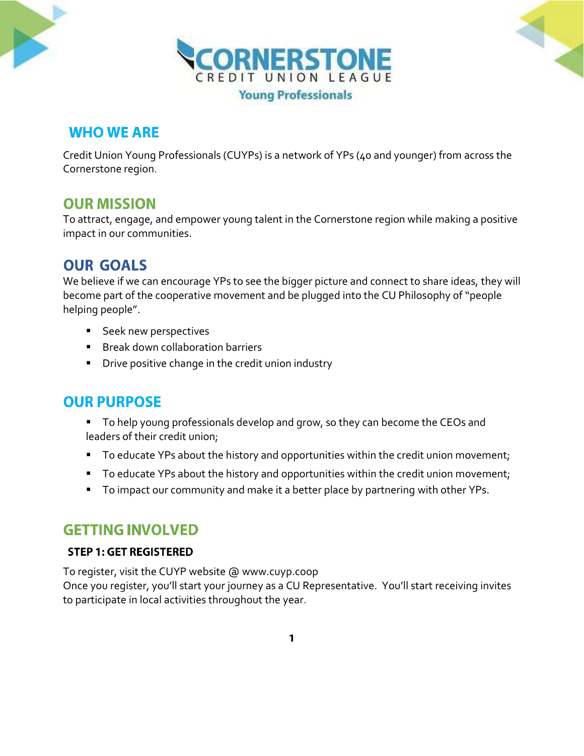CORNERSTONE CREDIT UNION LEAGUE

Young Professionals

## WHO WE ARE

Credit Union Young Professionals (CUYPs) is a network of YPs (40 and younger) from across the Cornerstone region.

## OUR MISSION

To attract, engage, and empower young talent in the Cornerstone region while making a positive impact in our communities.

## OUR GOALS

We believe if we can encourage YPs to see the bigger picture and connect to share ideas, they will become part of the cooperative movement and be plugged into the CU Philosophy of "people helping people".

- Seek new perspectives
- Break down collaboration barriers
- Drive positive change in the credit union industry

## OUR PURPOSE

- To help young professionals develop and grow, so they can become the CEOs and leaders of their credit union;
- To educate YPs about the history and opportunities within the credit union movement;
- To educate YPs about the history and opportunities within the credit union movement;
- To impact our community and make it a better place by partnering with other YPs.

## GETTING INVOLVED

### STEP 1: GET REGISTERED

To register, visit the CUYP website @ www.cuyp.coop
Once you register, you'll start your journey as a CU Representative. You'll start receiving invites to participate in local activities throughout the year.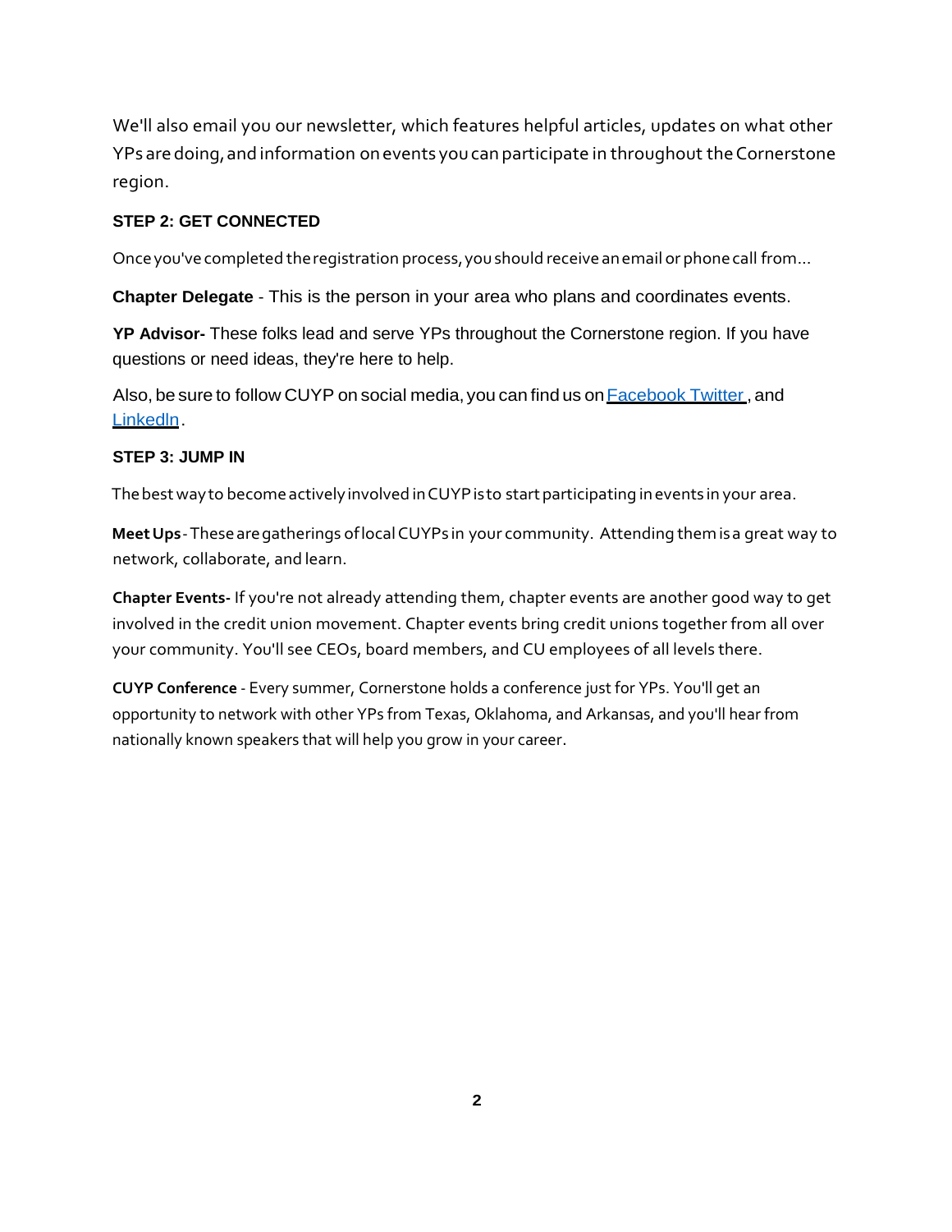We'll also email you our newsletter, which features helpful articles, updates on what other YPs are doing, and information on events you can participate in throughout the Cornerstone region.

### STEP 2: GET CONNECTED

Once you've completed the registration process, you should receive an email or phone call from...

**Chapter Delegate** - This is the person in your area who plans and coordinates events.

**YP Advisor-** These folks lead and serve YPs throughout the Cornerstone region. If you have questions or need ideas, they're here to help.

Also, be sure to follow CUYP on social media, you can find us on Facebook Twitter, and Linkedln.

### STEP 3: JUMP IN

The best way to become actively involved in CUYP is to start participating in events in your area.

**Meet Ups** - These are gatherings of local CUYPs in your community. Attending them is a great way to network, collaborate, and learn.

**Chapter Events-** If you're not already attending them, chapter events are another good way to get involved in the credit union movement. Chapter events bring credit unions together from all over your community. You'll see CEOs, board members, and CU employees of all levels there.

**CUYP Conference** - Every summer, Cornerstone holds a conference just for YPs. You'll get an opportunity to network with other YPs from Texas, Oklahoma, and Arkansas, and you'll hear from nationally known speakers that will help you grow in your career.